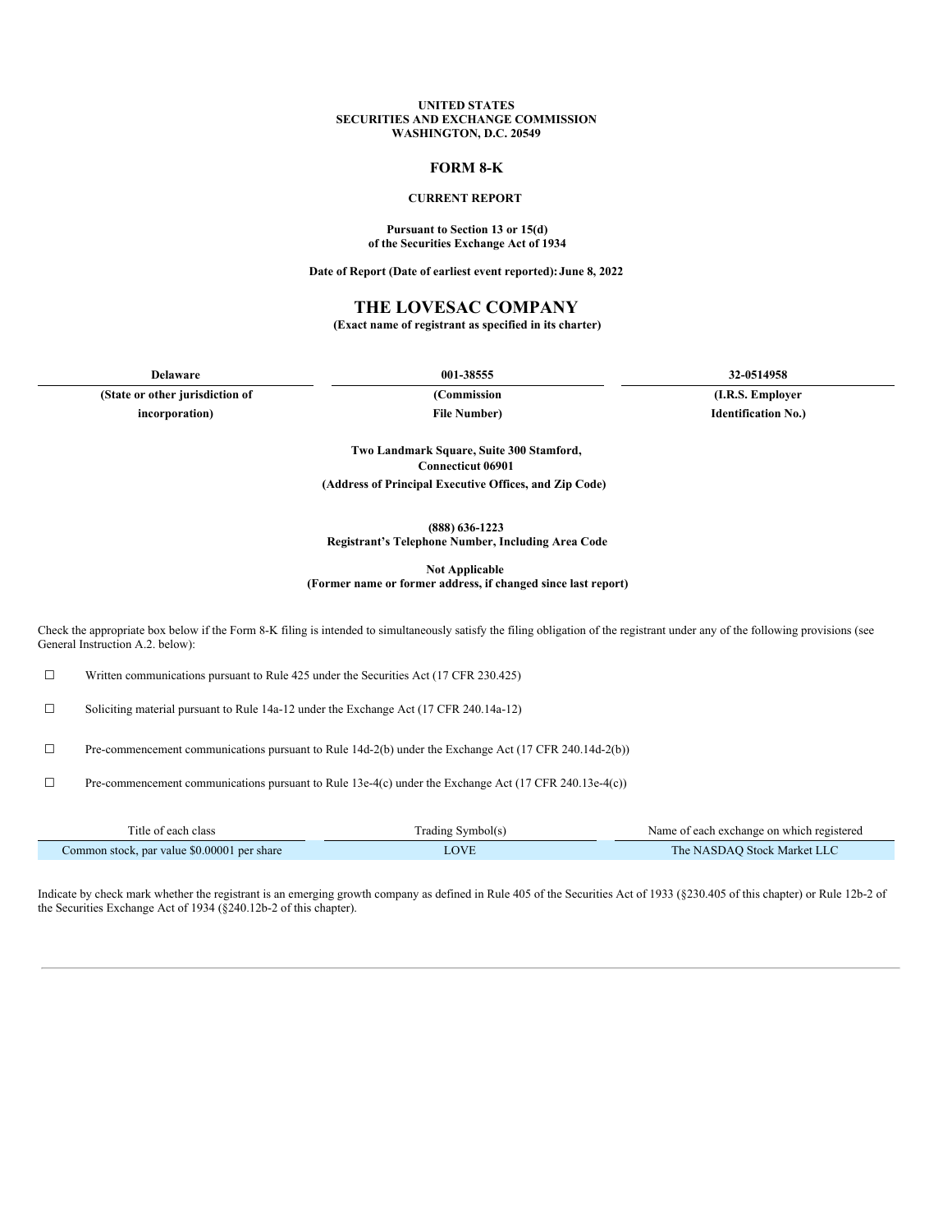**UNITED STATES**
**SECURITIES AND EXCHANGE COMMISSION**
**WASHINGTON, D.C. 20549**

# FORM 8-K

**CURRENT REPORT**

**Pursuant to Section 13 or 15(d)**
**of the Securities Exchange Act of 1934**

**Date of Report (Date of earliest event reported): June 8, 2022**

# THE LOVESAC COMPANY

**(Exact name of registrant as specified in its charter)**

| Delaware | 001-38555 | 32-0514958 |
|---|---|---|
| (State or other jurisdiction of incorporation) | (Commission File Number) | (I.R.S. Employer Identification No.) |

**Two Landmark Square, Suite 300 Stamford,**
**Connecticut 06901**
**(Address of Principal Executive Offices, and Zip Code)**

**(888) 636-1223**
**Registrant's Telephone Number, Including Area Code**

**Not Applicable**
**(Former name or former address, if changed since last report)**

Check the appropriate box below if the Form 8-K filing is intended to simultaneously satisfy the filing obligation of the registrant under any of the following provisions (see General Instruction A.2. below):

☐ Written communications pursuant to Rule 425 under the Securities Act (17 CFR 230.425)

☐ Soliciting material pursuant to Rule 14a-12 under the Exchange Act (17 CFR 240.14a-12)

☐ Pre-commencement communications pursuant to Rule 14d-2(b) under the Exchange Act (17 CFR 240.14d-2(b))

☐ Pre-commencement communications pursuant to Rule 13e-4(c) under the Exchange Act (17 CFR 240.13e-4(c))

| Title of each class | Trading Symbol(s) | Name of each exchange on which registered |
|---|---|---|
| Common stock, par value $0.00001 per share | LOVE | The NASDAQ Stock Market LLC |

Indicate by check mark whether the registrant is an emerging growth company as defined in Rule 405 of the Securities Act of 1933 (§230.405 of this chapter) or Rule 12b-2 of the Securities Exchange Act of 1934 (§240.12b-2 of this chapter).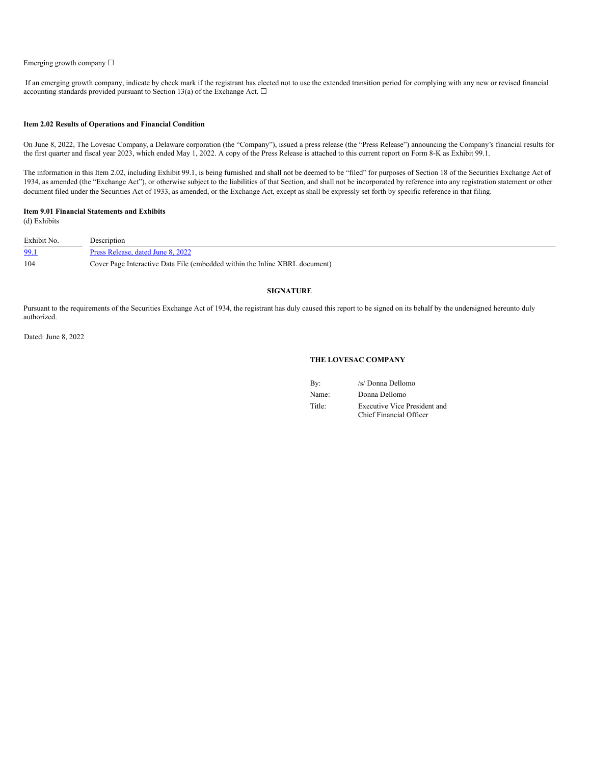Emerging growth company ☐

If an emerging growth company, indicate by check mark if the registrant has elected not to use the extended transition period for complying with any new or revised financial accounting standards provided pursuant to Section 13(a) of the Exchange Act. ☐

**Item 2.02 Results of Operations and Financial Condition**

On June 8, 2022, The Lovesac Company, a Delaware corporation (the "Company"), issued a press release (the "Press Release") announcing the Company's financial results for the first quarter and fiscal year 2023, which ended May 1, 2022. A copy of the Press Release is attached to this current report on Form 8-K as Exhibit 99.1.

The information in this Item 2.02, including Exhibit 99.1, is being furnished and shall not be deemed to be "filed" for purposes of Section 18 of the Securities Exchange Act of 1934, as amended (the "Exchange Act"), or otherwise subject to the liabilities of that Section, and shall not be incorporated by reference into any registration statement or other document filed under the Securities Act of 1933, as amended, or the Exchange Act, except as shall be expressly set forth by specific reference in that filing.

**Item 9.01 Financial Statements and Exhibits**

(d) Exhibits

| Exhibit No. | Description |
|---|---|
| 99.1 | Press Release, dated June 8, 2022 |
| 104 | Cover Page Interactive Data File (embedded within the Inline XBRL document) |

**SIGNATURE**

Pursuant to the requirements of the Securities Exchange Act of 1934, the registrant has duly caused this report to be signed on its behalf by the undersigned hereunto duly authorized.

Dated: June 8, 2022

**THE LOVESAC COMPANY**

| | |
|---|---|
| By: | /s/ Donna Dellomo |
| Name: | Donna Dellomo |
| Title: | Executive Vice President and Chief Financial Officer |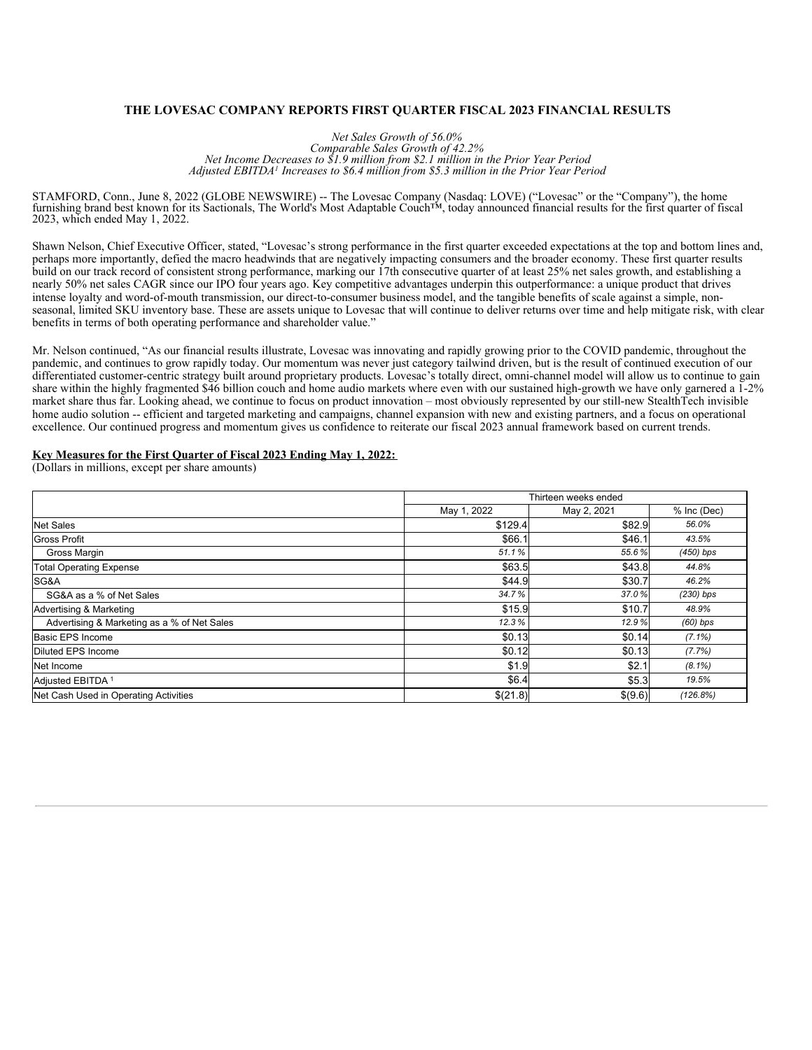# THE LOVESAC COMPANY REPORTS FIRST QUARTER FISCAL 2023 FINANCIAL RESULTS

*Net Sales Growth of 56.0%*
*Comparable Sales Growth of 42.2%*
*Net Income Decreases to $1.9 million from $2.1 million in the Prior Year Period*
*Adjusted EBITDA[1] Increases to $6.4 million from $5.3 million in the Prior Year Period*

STAMFORD, Conn., June 8, 2022 (GLOBE NEWSWIRE) -- The Lovesac Company (Nasdaq: LOVE) ("Lovesac" or the "Company"), the home furnishing brand best known for its Sactionals, The World's Most Adaptable Couch™, today announced financial results for the first quarter of fiscal 2023, which ended May 1, 2022.

Shawn Nelson, Chief Executive Officer, stated, "Lovesac's strong performance in the first quarter exceeded expectations at the top and bottom lines and, perhaps more importantly, defied the macro headwinds that are negatively impacting consumers and the broader economy. These first quarter results build on our track record of consistent strong performance, marking our 17th consecutive quarter of at least 25% net sales growth, and establishing a nearly 50% net sales CAGR since our IPO four years ago. Key competitive advantages underpin this outperformance: a unique product that drives intense loyalty and word-of-mouth transmission, our direct-to-consumer business model, and the tangible benefits of scale against a simple, non-seasonal, limited SKU inventory base. These are assets unique to Lovesac that will continue to deliver returns over time and help mitigate risk, with clear benefits in terms of both operating performance and shareholder value."

Mr. Nelson continued, "As our financial results illustrate, Lovesac was innovating and rapidly growing prior to the COVID pandemic, throughout the pandemic, and continues to grow rapidly today. Our momentum was never just category tailwind driven, but is the result of continued execution of our differentiated customer-centric strategy built around proprietary products. Lovesac's totally direct, omni-channel model will allow us to continue to gain share within the highly fragmented $46 billion couch and home audio markets where even with our sustained high-growth we have only garnered a 1-2% market share thus far. Looking ahead, we continue to focus on product innovation – most obviously represented by our still-new StealthTech invisible home audio solution -- efficient and targeted marketing and campaigns, channel expansion with new and existing partners, and a focus on operational excellence. Our continued progress and momentum gives us confidence to reiterate our fiscal 2023 annual framework based on current trends.

**Key Measures for the First Quarter of Fiscal 2023 Ending May 1, 2022:**
(Dollars in millions, except per share amounts)

| | Thirteen weeks ended | | |
|---|---|---|---|
| | May 1, 2022 | May 2, 2021 | % Inc (Dec) |
| Net Sales | $129.4 | $82.9 | *56.0%* |
| Gross Profit | $66.1 | $46.1 | *43.5%* |
| Gross Margin | *51.1 %* | *55.6 %* | *(450) bps* |
| Total Operating Expense | $63.5 | $43.8 | *44.8%* |
| SG&A | $44.9 | $30.7 | *46.2%* |
| SG&A as a % of Net Sales | *34.7 %* | *37.0 %* | *(230) bps* |
| Advertising & Marketing | $15.9 | $10.7 | *48.9%* |
| Advertising & Marketing as a % of Net Sales | *12.3 %* | *12.9 %* | *(60) bps* |
| Basic EPS Income | $0.13 | $0.14 | *(7.1%)* |
| Diluted EPS Income | $0.12 | $0.13 | *(7.7%)* |
| Net Income | $1.9 | $2.1 | *(8.1%)* |
| Adjusted EBITDA [1] | $6.4 | $5.3 | *19.5%* |
| Net Cash Used in Operating Activities | $(21.8) | $(9.6) | *(126.8%)* |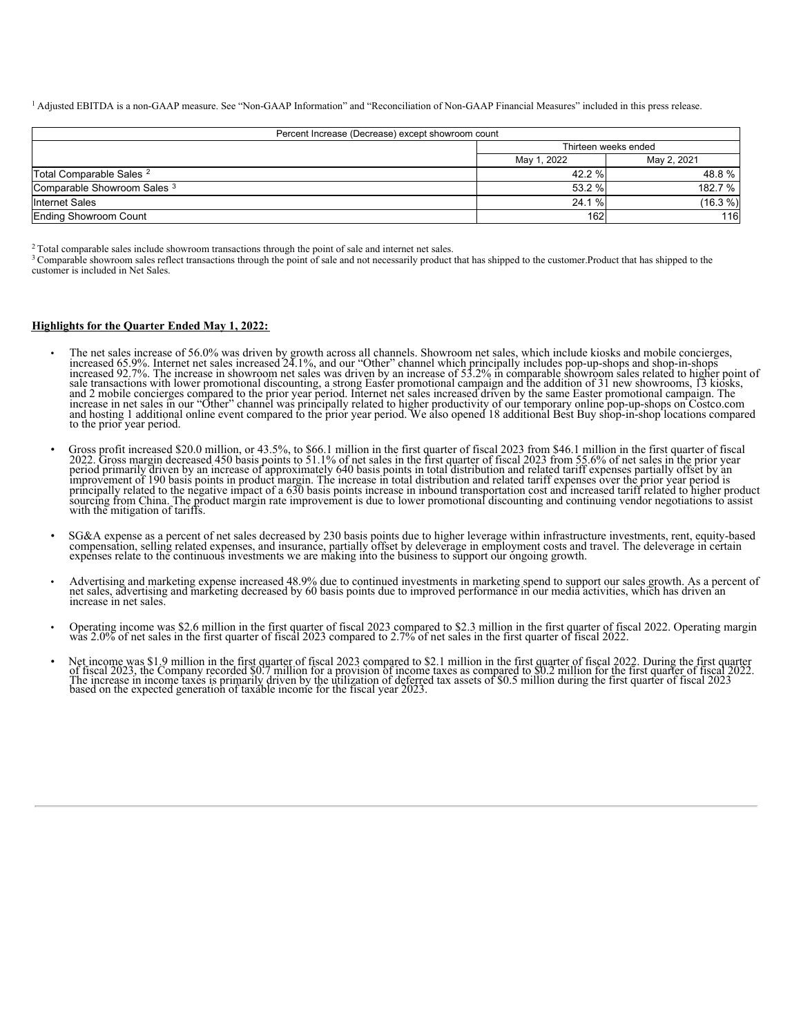[1] Adjusted EBITDA is a non-GAAP measure. See "Non-GAAP Information" and "Reconciliation of Non-GAAP Financial Measures" included in this press release.

| Percent Increase (Decrease) except showroom count | | |
|---|---|---|
| | Thirteen weeks ended | |
| | May 1, 2022 | May 2, 2021 |
| Total Comparable Sales [2] | 42.2 % | 48.8 % |
| Comparable Showroom Sales [3] | 53.2 % | 182.7 % |
| Internet Sales | 24.1 % | (16.3 %) |
| Ending Showroom Count | 162 | 116 |

[2] Total comparable sales include showroom transactions through the point of sale and internet net sales.
[3] Comparable showroom sales reflect transactions through the point of sale and not necessarily product that has shipped to the customer.Product that has shipped to the customer is included in Net Sales.

**Highlights for the Quarter Ended May 1, 2022:**

- The net sales increase of 56.0% was driven by growth across all channels. Showroom net sales, which include kiosks and mobile concierges, increased 65.9%. Internet net sales increased 24.1%, and our "Other" channel which principally includes pop-up-shops and shop-in-shops increased 92.7%. The increase in showroom net sales was driven by an increase of 53.2% in comparable showroom sales related to higher point of sale transactions with lower promotional discounting, a strong Easter promotional campaign and the addition of 31 new showrooms, 13 kiosks, and 2 mobile concierges compared to the prior year period. Internet net sales increased driven by the same Easter promotional campaign. The increase in net sales in our "Other" channel was principally related to higher productivity of our temporary online pop-up-shops on Costco.com and hosting 1 additional online event compared to the prior year period. We also opened 18 additional Best Buy shop-in-shop locations compared to the prior year period.

- Gross profit increased $20.0 million, or 43.5%, to $66.1 million in the first quarter of fiscal 2023 from $46.1 million in the first quarter of fiscal 2022. Gross margin decreased 450 basis points to 51.1% of net sales in the first quarter of fiscal 2023 from 55.6% of net sales in the prior year period primarily driven by an increase of approximately 640 basis points in total distribution and related tariff expenses partially offset by an improvement of 190 basis points in product margin. The increase in total distribution and related tariff expenses over the prior year period is principally related to the negative impact of a 630 basis points increase in inbound transportation cost and increased tariff related to higher product sourcing from China. The product margin rate improvement is due to lower promotional discounting and continuing vendor negotiations to assist with the mitigation of tariffs.

- SG&A expense as a percent of net sales decreased by 230 basis points due to higher leverage within infrastructure investments, rent, equity-based compensation, selling related expenses, and insurance, partially offset by deleverage in employment costs and travel. The deleverage in certain expenses relate to the continuous investments we are making into the business to support our ongoing growth.

- Advertising and marketing expense increased 48.9% due to continued investments in marketing spend to support our sales growth. As a percent of net sales, advertising and marketing decreased by 60 basis points due to improved performance in our media activities, which has driven an increase in net sales.

- Operating income was $2.6 million in the first quarter of fiscal 2023 compared to $2.3 million in the first quarter of fiscal 2022. Operating margin was 2.0% of net sales in the first quarter of fiscal 2023 compared to 2.7% of net sales in the first quarter of fiscal 2022.

- Net income was $1.9 million in the first quarter of fiscal 2023 compared to $2.1 million in the first quarter of fiscal 2022. During the first quarter of fiscal 2023, the Company recorded $0.7 million for a provision of income taxes as compared to $0.2 million for the first quarter of fiscal 2022. The increase in income taxes is primarily driven by the utilization of deferred tax assets of $0.5 million during the first quarter of fiscal 2023 based on the expected generation of taxable income for the fiscal year 2023.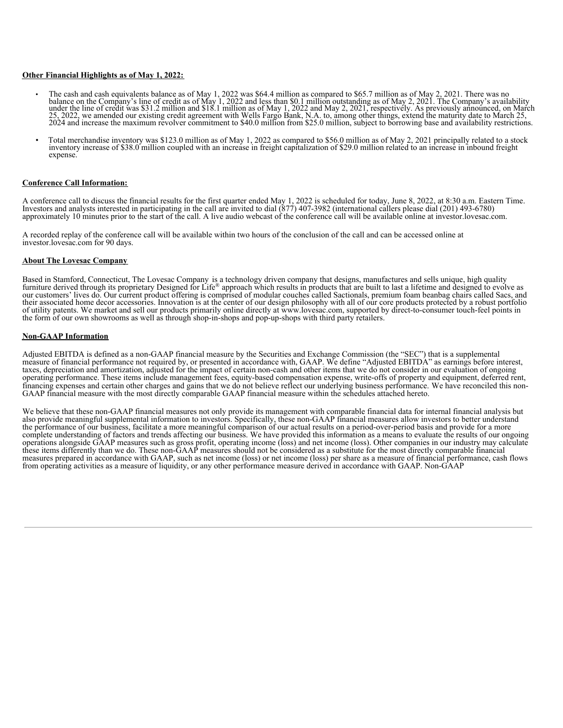**Other Financial Highlights as of May 1, 2022:**

- The cash and cash equivalents balance as of May 1, 2022 was $64.4 million as compared to $65.7 million as of May 2, 2021. There was no balance on the Company's line of credit as of May 1, 2022 and less than $0.1 million outstanding as of May 2, 2021. The Company's availability under the line of credit was $31.2 million and $18.1 million as of May 1, 2022 and May 2, 2021, respectively. As previously announced, on March 25, 2022, we amended our existing credit agreement with Wells Fargo Bank, N.A. to, among other things, extend the maturity date to March 25, 2024 and increase the maximum revolver commitment to $40.0 million from $25.0 million, subject to borrowing base and availability restrictions.

- Total merchandise inventory was $123.0 million as of May 1, 2022 as compared to $56.0 million as of May 2, 2021 principally related to a stock inventory increase of $38.0 million coupled with an increase in freight capitalization of $29.0 million related to an increase in inbound freight expense.

**Conference Call Information:**

A conference call to discuss the financial results for the first quarter ended May 1, 2022 is scheduled for today, June 8, 2022, at 8:30 a.m. Eastern Time. Investors and analysts interested in participating in the call are invited to dial (877) 407-3982 (international callers please dial (201) 493-6780) approximately 10 minutes prior to the start of the call. A live audio webcast of the conference call will be available online at investor.lovesac.com.

A recorded replay of the conference call will be available within two hours of the conclusion of the call and can be accessed online at investor.lovesac.com for 90 days.

**About The Lovesac Company**

Based in Stamford, Connecticut, The Lovesac Company is a technology driven company that designs, manufactures and sells unique, high quality furniture derived through its proprietary Designed for Life® approach which results in products that are built to last a lifetime and designed to evolve as our customers' lives do. Our current product offering is comprised of modular couches called Sactionals, premium foam beanbag chairs called Sacs, and their associated home decor accessories. Innovation is at the center of our design philosophy with all of our core products protected by a robust portfolio of utility patents. We market and sell our products primarily online directly at www.lovesac.com, supported by direct-to-consumer touch-feel points in the form of our own showrooms as well as through shop-in-shops and pop-up-shops with third party retailers.

**Non-GAAP Information**

Adjusted EBITDA is defined as a non-GAAP financial measure by the Securities and Exchange Commission (the "SEC") that is a supplemental measure of financial performance not required by, or presented in accordance with, GAAP. We define "Adjusted EBITDA" as earnings before interest, taxes, depreciation and amortization, adjusted for the impact of certain non-cash and other items that we do not consider in our evaluation of ongoing operating performance. These items include management fees, equity-based compensation expense, write-offs of property and equipment, deferred rent, financing expenses and certain other charges and gains that we do not believe reflect our underlying business performance. We have reconciled this non-GAAP financial measure with the most directly comparable GAAP financial measure within the schedules attached hereto.

We believe that these non-GAAP financial measures not only provide its management with comparable financial data for internal financial analysis but also provide meaningful supplemental information to investors. Specifically, these non-GAAP financial measures allow investors to better understand the performance of our business, facilitate a more meaningful comparison of our actual results on a period-over-period basis and provide for a more complete understanding of factors and trends affecting our business. We have provided this information as a means to evaluate the results of our ongoing operations alongside GAAP measures such as gross profit, operating income (loss) and net income (loss). Other companies in our industry may calculate these items differently than we do. These non-GAAP measures should not be considered as a substitute for the most directly comparable financial measures prepared in accordance with GAAP, such as net income (loss) or net income (loss) per share as a measure of financial performance, cash flows from operating activities as a measure of liquidity, or any other performance measure derived in accordance with GAAP. Non-GAAP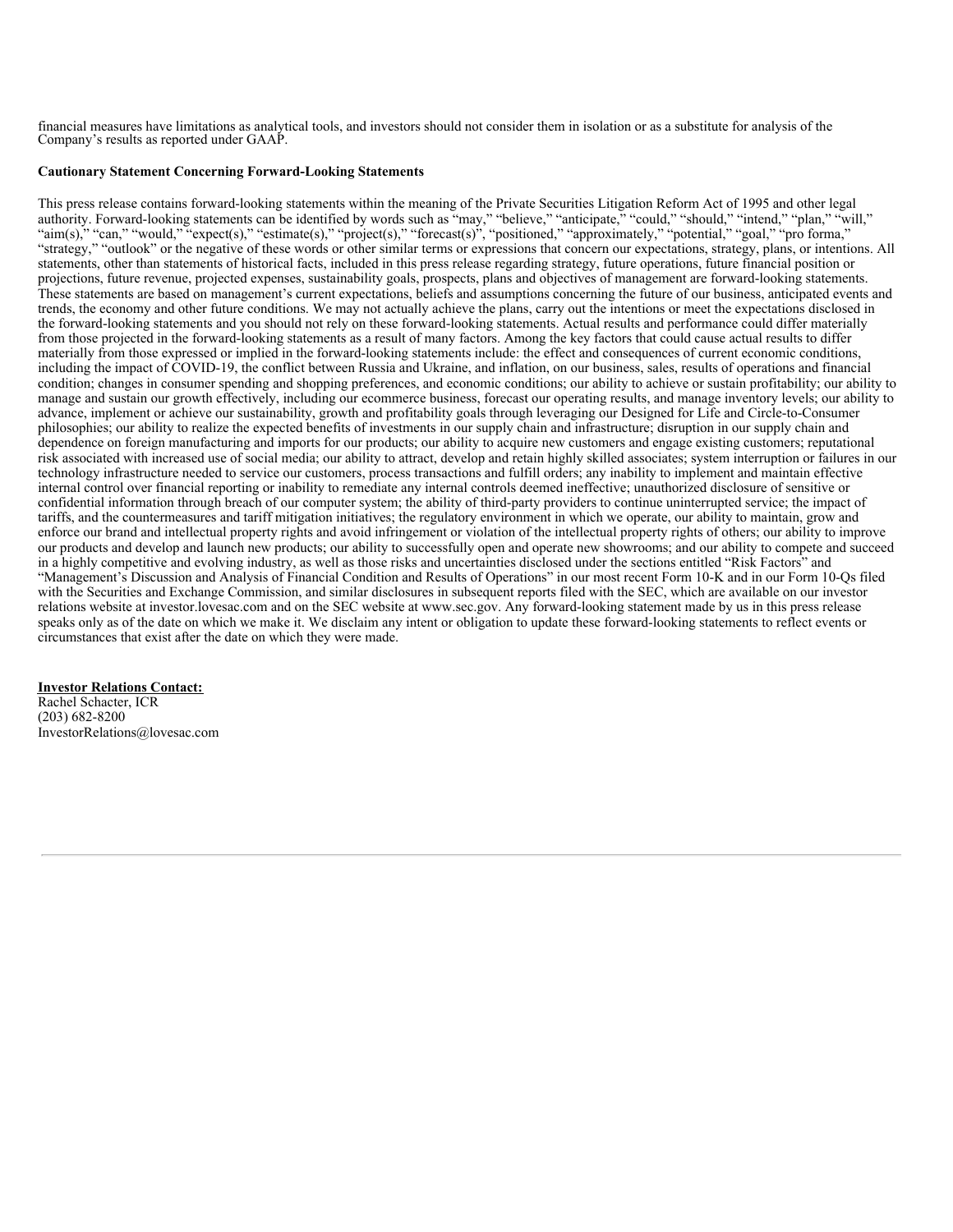financial measures have limitations as analytical tools, and investors should not consider them in isolation or as a substitute for analysis of the Company's results as reported under GAAP.

**Cautionary Statement Concerning Forward-Looking Statements**

This press release contains forward-looking statements within the meaning of the Private Securities Litigation Reform Act of 1995 and other legal authority. Forward-looking statements can be identified by words such as "may," "believe," "anticipate," "could," "should," "intend," "plan," "will," "aim(s)," "can," "would," "expect(s)," "estimate(s)," "project(s)," "forecast(s)", "positioned," "approximately," "potential," "goal," "pro forma," "strategy," "outlook" or the negative of these words or other similar terms or expressions that concern our expectations, strategy, plans, or intentions. All statements, other than statements of historical facts, included in this press release regarding strategy, future operations, future financial position or projections, future revenue, projected expenses, sustainability goals, prospects, plans and objectives of management are forward-looking statements. These statements are based on management's current expectations, beliefs and assumptions concerning the future of our business, anticipated events and trends, the economy and other future conditions. We may not actually achieve the plans, carry out the intentions or meet the expectations disclosed in the forward-looking statements and you should not rely on these forward-looking statements. Actual results and performance could differ materially from those projected in the forward-looking statements as a result of many factors. Among the key factors that could cause actual results to differ materially from those expressed or implied in the forward-looking statements include: the effect and consequences of current economic conditions, including the impact of COVID-19, the conflict between Russia and Ukraine, and inflation, on our business, sales, results of operations and financial condition; changes in consumer spending and shopping preferences, and economic conditions; our ability to achieve or sustain profitability; our ability to manage and sustain our growth effectively, including our ecommerce business, forecast our operating results, and manage inventory levels; our ability to advance, implement or achieve our sustainability, growth and profitability goals through leveraging our Designed for Life and Circle-to-Consumer philosophies; our ability to realize the expected benefits of investments in our supply chain and infrastructure; disruption in our supply chain and dependence on foreign manufacturing and imports for our products; our ability to acquire new customers and engage existing customers; reputational risk associated with increased use of social media; our ability to attract, develop and retain highly skilled associates; system interruption or failures in our technology infrastructure needed to service our customers, process transactions and fulfill orders; any inability to implement and maintain effective internal control over financial reporting or inability to remediate any internal controls deemed ineffective; unauthorized disclosure of sensitive or confidential information through breach of our computer system; the ability of third-party providers to continue uninterrupted service; the impact of tariffs, and the countermeasures and tariff mitigation initiatives; the regulatory environment in which we operate, our ability to maintain, grow and enforce our brand and intellectual property rights and avoid infringement or violation of the intellectual property rights of others; our ability to improve our products and develop and launch new products; our ability to successfully open and operate new showrooms; and our ability to compete and succeed in a highly competitive and evolving industry, as well as those risks and uncertainties disclosed under the sections entitled "Risk Factors" and "Management's Discussion and Analysis of Financial Condition and Results of Operations" in our most recent Form 10-K and in our Form 10-Qs filed with the Securities and Exchange Commission, and similar disclosures in subsequent reports filed with the SEC, which are available on our investor relations website at investor.lovesac.com and on the SEC website at www.sec.gov. Any forward-looking statement made by us in this press release speaks only as of the date on which we make it. We disclaim any intent or obligation to update these forward-looking statements to reflect events or circumstances that exist after the date on which they were made.

**Investor Relations Contact:**
Rachel Schacter, ICR
(203) 682-8200
InvestorRelations@lovesac.com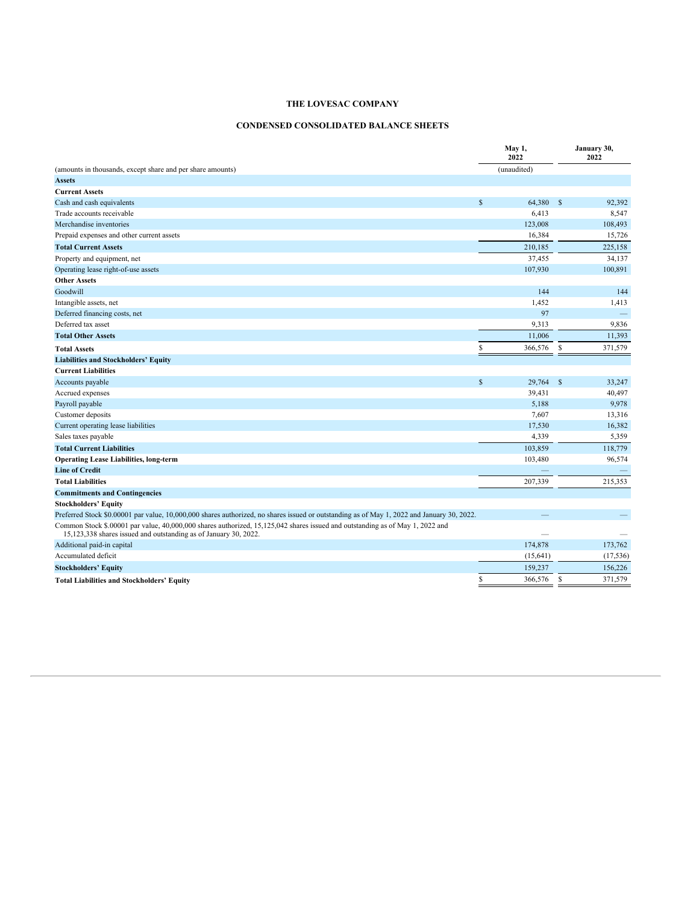**THE LOVESAC COMPANY**

**CONDENSED CONSOLIDATED BALANCE SHEETS**

| (amounts in thousands, except share and per share amounts) | May 1, 2022 | January 30, 2022 |
|---|---|---|
| | (unaudited) | |
| **Assets** | | |
| **Current Assets** | | |
| Cash and cash equivalents | $ 64,380 | $ 92,392 |
| Trade accounts receivable | 6,413 | 8,547 |
| Merchandise inventories | 123,008 | 108,493 |
| Prepaid expenses and other current assets | 16,384 | 15,726 |
| **Total Current Assets** | 210,185 | 225,158 |
| Property and equipment, net | 37,455 | 34,137 |
| Operating lease right-of-use assets | 107,930 | 100,891 |
| **Other Assets** | | |
| Goodwill | 144 | 144 |
| Intangible assets, net | 1,452 | 1,413 |
| Deferred financing costs, net | 97 | — |
| Deferred tax asset | 9,313 | 9,836 |
| **Total Other Assets** | 11,006 | 11,393 |
| **Total Assets** | $ 366,576 | $ 371,579 |
| **Liabilities and Stockholders' Equity** | | |
| **Current Liabilities** | | |
| Accounts payable | $ 29,764 | $ 33,247 |
| Accrued expenses | 39,431 | 40,497 |
| Payroll payable | 5,188 | 9,978 |
| Customer deposits | 7,607 | 13,316 |
| Current operating lease liabilities | 17,530 | 16,382 |
| Sales taxes payable | 4,339 | 5,359 |
| **Total Current Liabilities** | 103,859 | 118,779 |
| **Operating Lease Liabilities, long-term** | 103,480 | 96,574 |
| **Line of Credit** | — | — |
| **Total Liabilities** | 207,339 | 215,353 |
| **Commitments and Contingencies** | | |
| **Stockholders' Equity** | | |
| Preferred Stock $0.00001 par value, 10,000,000 shares authorized, no shares issued or outstanding as of May 1, 2022 and January 30, 2022. | — | — |
| Common Stock $.00001 par value, 40,000,000 shares authorized, 15,125,042 shares issued and outstanding as of May 1, 2022 and 15,123,338 shares issued and outstanding as of January 30, 2022. | — | — |
| Additional paid-in capital | 174,878 | 173,762 |
| Accumulated deficit | (15,641) | (17,536) |
| **Stockholders' Equity** | 159,237 | 156,226 |
| **Total Liabilities and Stockholders' Equity** | $ 366,576 | $ 371,579 |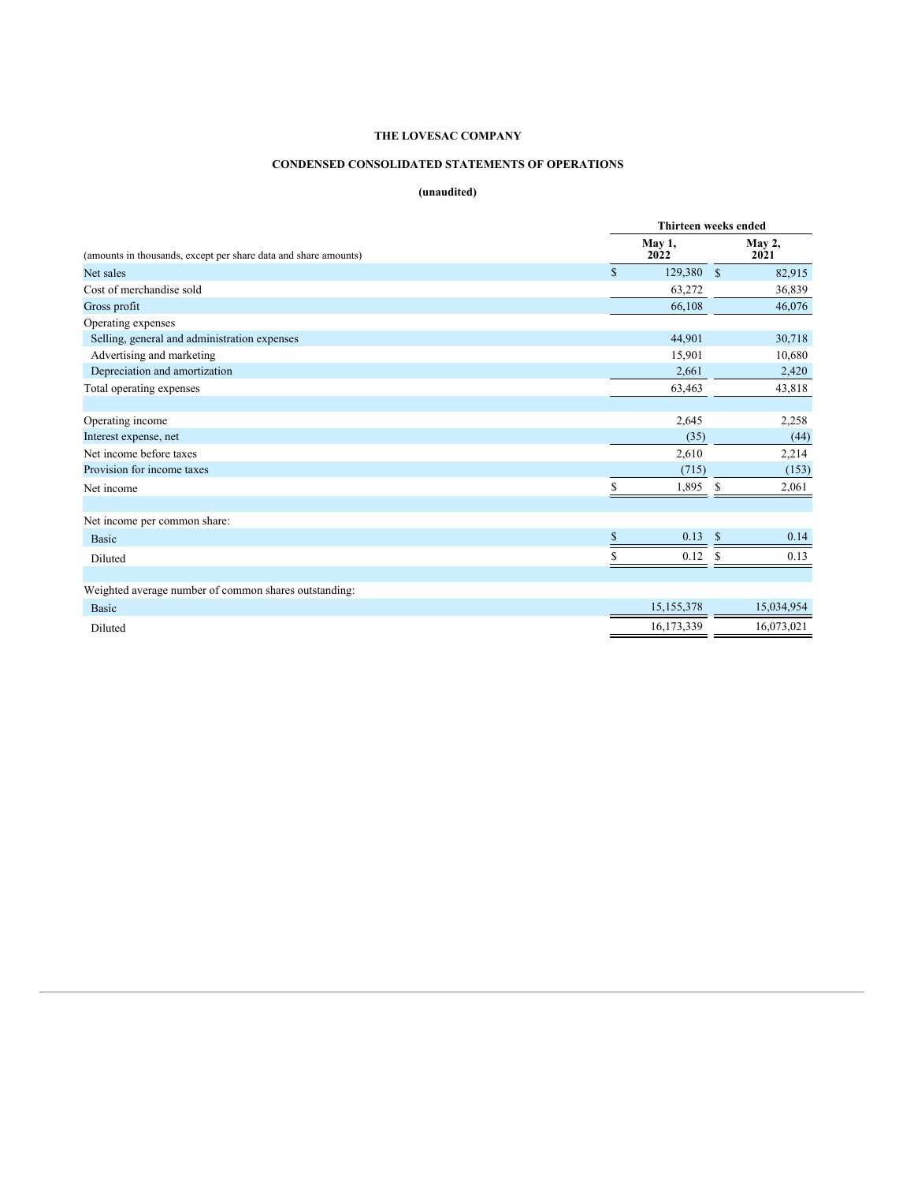**THE LOVESAC COMPANY**

**CONDENSED CONSOLIDATED STATEMENTS OF OPERATIONS**

**(unaudited)**

| (amounts in thousands, except per share data and share amounts) | Thirteen weeks ended May 1, 2022 | Thirteen weeks ended May 2, 2021 |
|---|---|---|
| Net sales | $ 129,380 | $ 82,915 |
| Cost of merchandise sold | 63,272 | 36,839 |
| Gross profit | 66,108 | 46,076 |
| Operating expenses | | |
| Selling, general and administration expenses | 44,901 | 30,718 |
| Advertising and marketing | 15,901 | 10,680 |
| Depreciation and amortization | 2,661 | 2,420 |
| Total operating expenses | 63,463 | 43,818 |
| | | |
| Operating income | 2,645 | 2,258 |
| Interest expense, net | (35) | (44) |
| Net income before taxes | 2,610 | 2,214 |
| Provision for income taxes | (715) | (153) |
| Net income | $ 1,895 | $ 2,061 |
| | | |
| Net income per common share: | | |
| Basic | $ 0.13 | $ 0.14 |
| Diluted | $ 0.12 | $ 0.13 |
| | | |
| Weighted average number of common shares outstanding: | | |
| Basic | 15,155,378 | 15,034,954 |
| Diluted | 16,173,339 | 16,073,021 |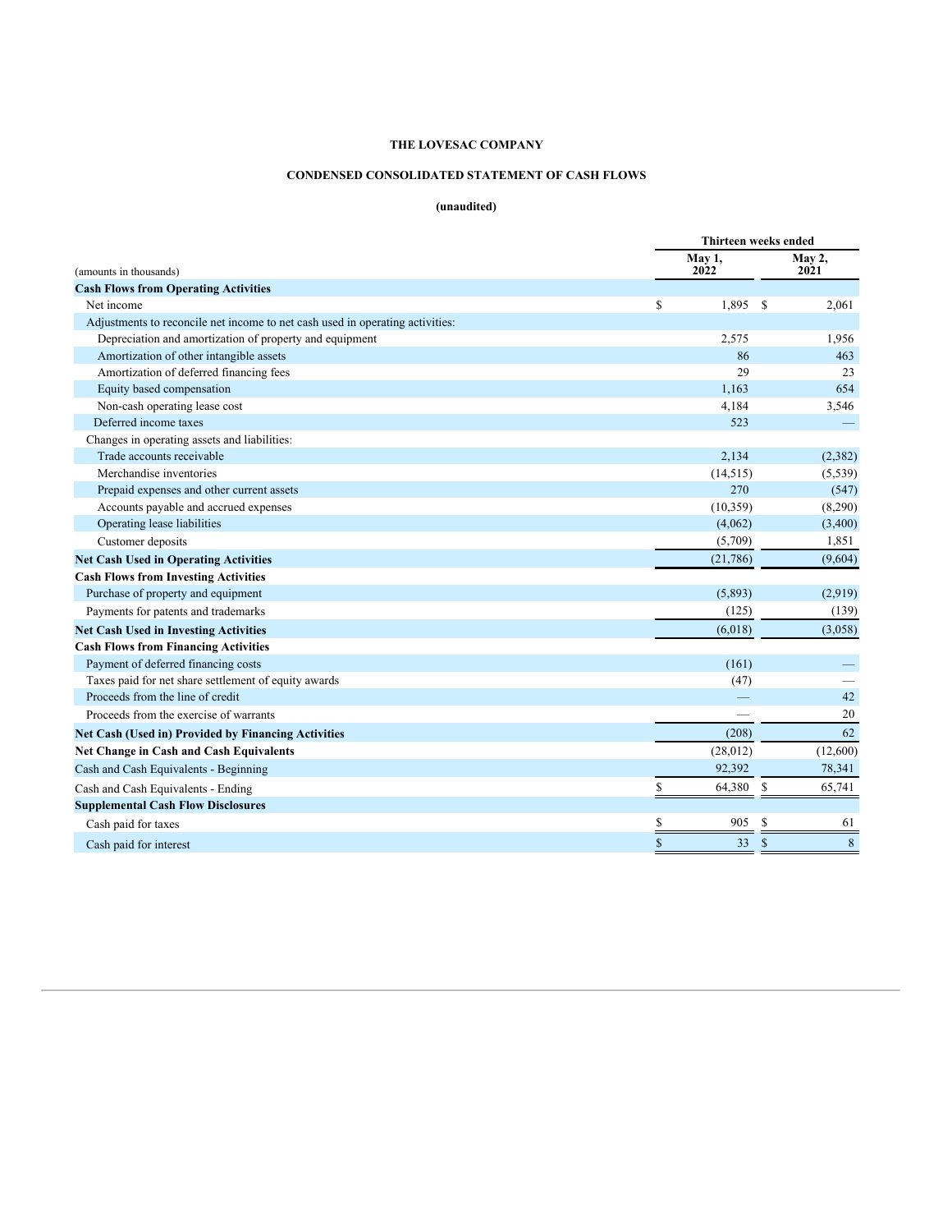**THE LOVESAC COMPANY**

**CONDENSED CONSOLIDATED STATEMENT OF CASH FLOWS**

**(unaudited)**

| (amounts in thousands) | Thirteen weeks ended May 1, 2022 | Thirteen weeks ended May 2, 2021 |
|---|---|---|
| **Cash Flows from Operating Activities** | | |
| Net income | $ 1,895 | $ 2,061 |
| Adjustments to reconcile net income to net cash used in operating activities: | | |
| Depreciation and amortization of property and equipment | 2,575 | 1,956 |
| Amortization of other intangible assets | 86 | 463 |
| Amortization of deferred financing fees | 29 | 23 |
| Equity based compensation | 1,163 | 654 |
| Non-cash operating lease cost | 4,184 | 3,546 |
| Deferred income taxes | 523 | — |
| Changes in operating assets and liabilities: | | |
| Trade accounts receivable | 2,134 | (2,382) |
| Merchandise inventories | (14,515) | (5,539) |
| Prepaid expenses and other current assets | 270 | (547) |
| Accounts payable and accrued expenses | (10,359) | (8,290) |
| Operating lease liabilities | (4,062) | (3,400) |
| Customer deposits | (5,709) | 1,851 |
| **Net Cash Used in Operating Activities** | (21,786) | (9,604) |
| **Cash Flows from Investing Activities** | | |
| Purchase of property and equipment | (5,893) | (2,919) |
| Payments for patents and trademarks | (125) | (139) |
| **Net Cash Used in Investing Activities** | (6,018) | (3,058) |
| **Cash Flows from Financing Activities** | | |
| Payment of deferred financing costs | (161) | — |
| Taxes paid for net share settlement of equity awards | (47) | — |
| Proceeds from the line of credit | — | 42 |
| Proceeds from the exercise of warrants | — | 20 |
| **Net Cash (Used in) Provided by Financing Activities** | (208) | 62 |
| **Net Change in Cash and Cash Equivalents** | (28,012) | (12,600) |
| Cash and Cash Equivalents - Beginning | 92,392 | 78,341 |
| Cash and Cash Equivalents - Ending | $ 64,380 | $ 65,741 |
| **Supplemental Cash Flow Disclosures** | | |
| Cash paid for taxes | $ 905 | $ 61 |
| Cash paid for interest | $ 33 | $ 8 |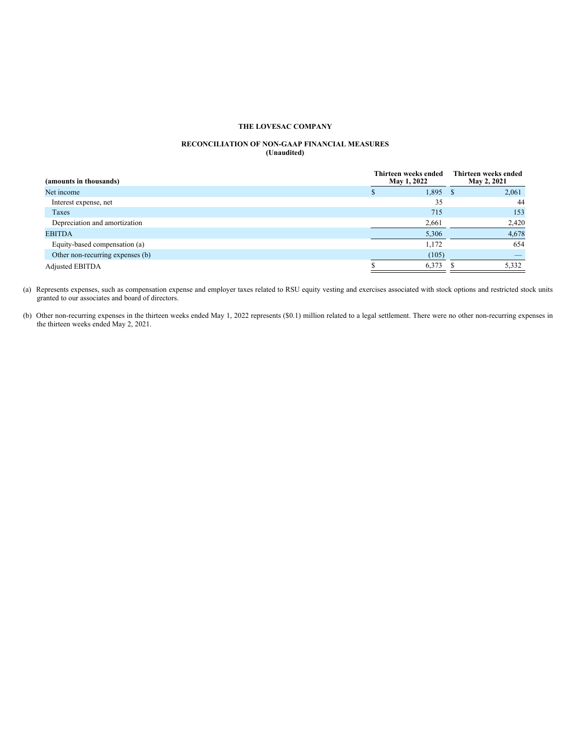**THE LOVESAC COMPANY**

**RECONCILIATION OF NON-GAAP FINANCIAL MEASURES**
**(Unaudited)**

| (amounts in thousands) | Thirteen weeks ended May 1, 2022 | Thirteen weeks ended May 2, 2021 |
|---|---|---|
| Net income | $ 1,895 | $ 2,061 |
| Interest expense, net | 35 | 44 |
| Taxes | 715 | 153 |
| Depreciation and amortization | 2,661 | 2,420 |
| EBITDA | 5,306 | 4,678 |
| Equity-based compensation (a) | 1,172 | 654 |
| Other non-recurring expenses (b) | (105) | — |
| Adjusted EBITDA | $ 6,373 | $ 5,332 |

(a) Represents expenses, such as compensation expense and employer taxes related to RSU equity vesting and exercises associated with stock options and restricted stock units granted to our associates and board of directors.

(b) Other non-recurring expenses in the thirteen weeks ended May 1, 2022 represents ($0.1) million related to a legal settlement. There were no other non-recurring expenses in the thirteen weeks ended May 2, 2021.